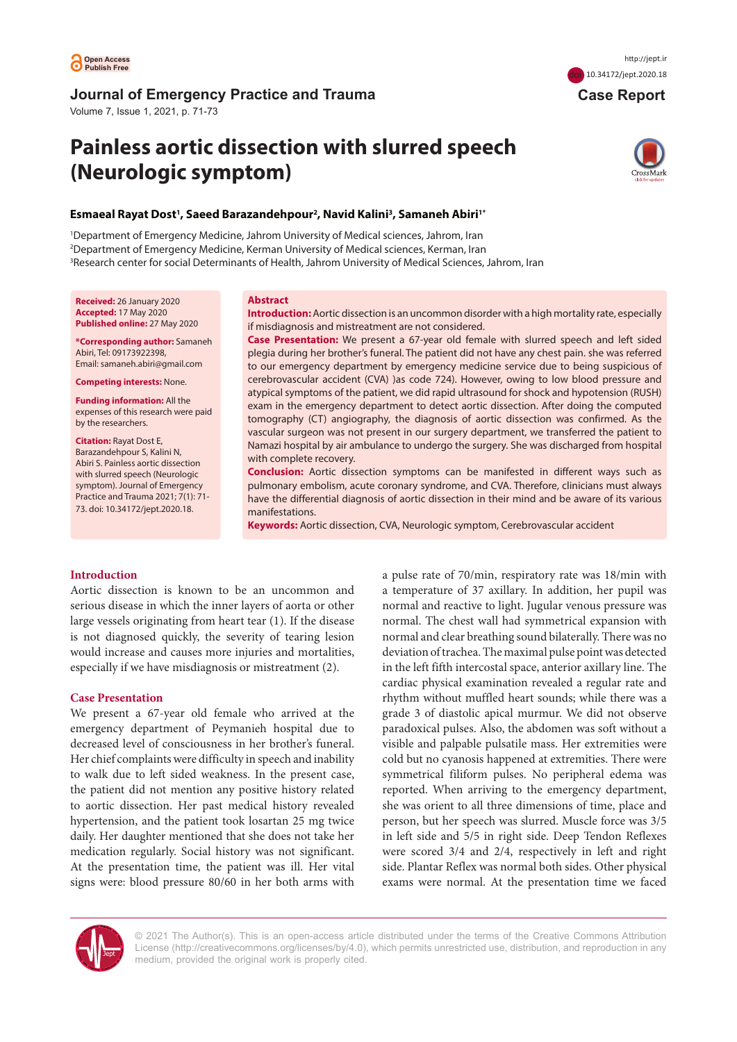Open Access
Publish Free

**Journal of Emergency Practice and Trauma**

http://jept.ir

doi 10.34172/jept.2020.18

**Case Report**

# Painless aortic dissection with slurred speech (Neurologic symptom)

**Esmaeal Rayat Dost[1], Saeed Barazandehpour[2], Navid Kalini[3], Samaneh Abiri[1*]**

[1]Department of Emergency Medicine, Jahrom University of Medical sciences, Jahrom, Iran
[2]Department of Emergency Medicine, Kerman University of Medical sciences, Kerman, Iran
[3]Research center for social Determinants of Health, Jahrom University of Medical Sciences, Jahrom, Iran

**Received:** 26 January 2020
**Accepted:** 17 May 2020
**Published online:** 27 May 2020

***Corresponding author:** Samaneh Abiri, Tel: 09173922398, Email: samaneh.abiri@gmail.com

**Competing interests:** None.

**Funding information:** All the expenses of this research were paid by the researchers.

**Citation:** Rayat Dost E, Barazandehpour S, Kalini N, Abiri S. Painless aortic dissection with slurred speech (Neurologic symptom). Journal of Emergency Practice and Trauma 2021; 7(1): 71-73. doi: 10.34172/jept.2020.18.

## Abstract

**Introduction:** Aortic dissection is an uncommon disorder with a high mortality rate, especially if misdiagnosis and mistreatment are not considered.

**Case Presentation:** We present a 67-year old female with slurred speech and left sided plegia during her brother's funeral. The patient did not have any chest pain. she was referred to our emergency department by emergency medicine service due to being suspicious of cerebrovascular accident (CVA) )as code 724). However, owing to low blood pressure and atypical symptoms of the patient, we did rapid ultrasound for shock and hypotension (RUSH) exam in the emergency department to detect aortic dissection. After doing the computed tomography (CT) angiography, the diagnosis of aortic dissection was confirmed. As the vascular surgeon was not present in our surgery department, we transferred the patient to Namazi hospital by air ambulance to undergo the surgery. She was discharged from hospital with complete recovery.

**Conclusion:** Aortic dissection symptoms can be manifested in different ways such as pulmonary embolism, acute coronary syndrome, and CVA. Therefore, clinicians must always have the differential diagnosis of aortic dissection in their mind and be aware of its various manifestations.

**Keywords:** Aortic dissection, CVA, Neurologic symptom, Cerebrovascular accident

## Introduction

Aortic dissection is known to be an uncommon and serious disease in which the inner layers of aorta or other large vessels originating from heart tear (1). If the disease is not diagnosed quickly, the severity of tearing lesion would increase and causes more injuries and mortalities, especially if we have misdiagnosis or mistreatment (2).

## Case Presentation

We present a 67-year old female who arrived at the emergency department of Peymanieh hospital due to decreased level of consciousness in her brother's funeral. Her chief complaints were difficulty in speech and inability to walk due to left sided weakness. In the present case, the patient did not mention any positive history related to aortic dissection. Her past medical history revealed hypertension, and the patient took losartan 25 mg twice daily. Her daughter mentioned that she does not take her medication regularly. Social history was not significant. At the presentation time, the patient was ill. Her vital signs were: blood pressure 80/60 in her both arms with a pulse rate of 70/min, respiratory rate was 18/min with a temperature of 37 axillary. In addition, her pupil was normal and reactive to light. Jugular venous pressure was normal. The chest wall had symmetrical expansion with normal and clear breathing sound bilaterally. There was no deviation of trachea. The maximal pulse point was detected in the left fifth intercostal space, anterior axillary line. The cardiac physical examination revealed a regular rate and rhythm without muffled heart sounds; while there was a grade 3 of diastolic apical murmur. We did not observe paradoxical pulses. Also, the abdomen was soft without a visible and palpable pulsatile mass. Her extremities were cold but no cyanosis happened at extremities. There were symmetrical filiform pulses. No peripheral edema was reported. When arriving to the emergency department, she was orient to all three dimensions of time, place and person, but her speech was slurred. Muscle force was 3/5 in left side and 5/5 in right side. Deep Tendon Reflexes were scored 3/4 and 2/4, respectively in left and right side. Plantar Reflex was normal both sides. Other physical exams were normal. At the presentation time we faced

© 2021 The Author(s). This is an open-access article distributed under the terms of the Creative Commons Attribution License (http://creativecommons.org/licenses/by/4.0), which permits unrestricted use, distribution, and reproduction in any medium, provided the original work is properly cited.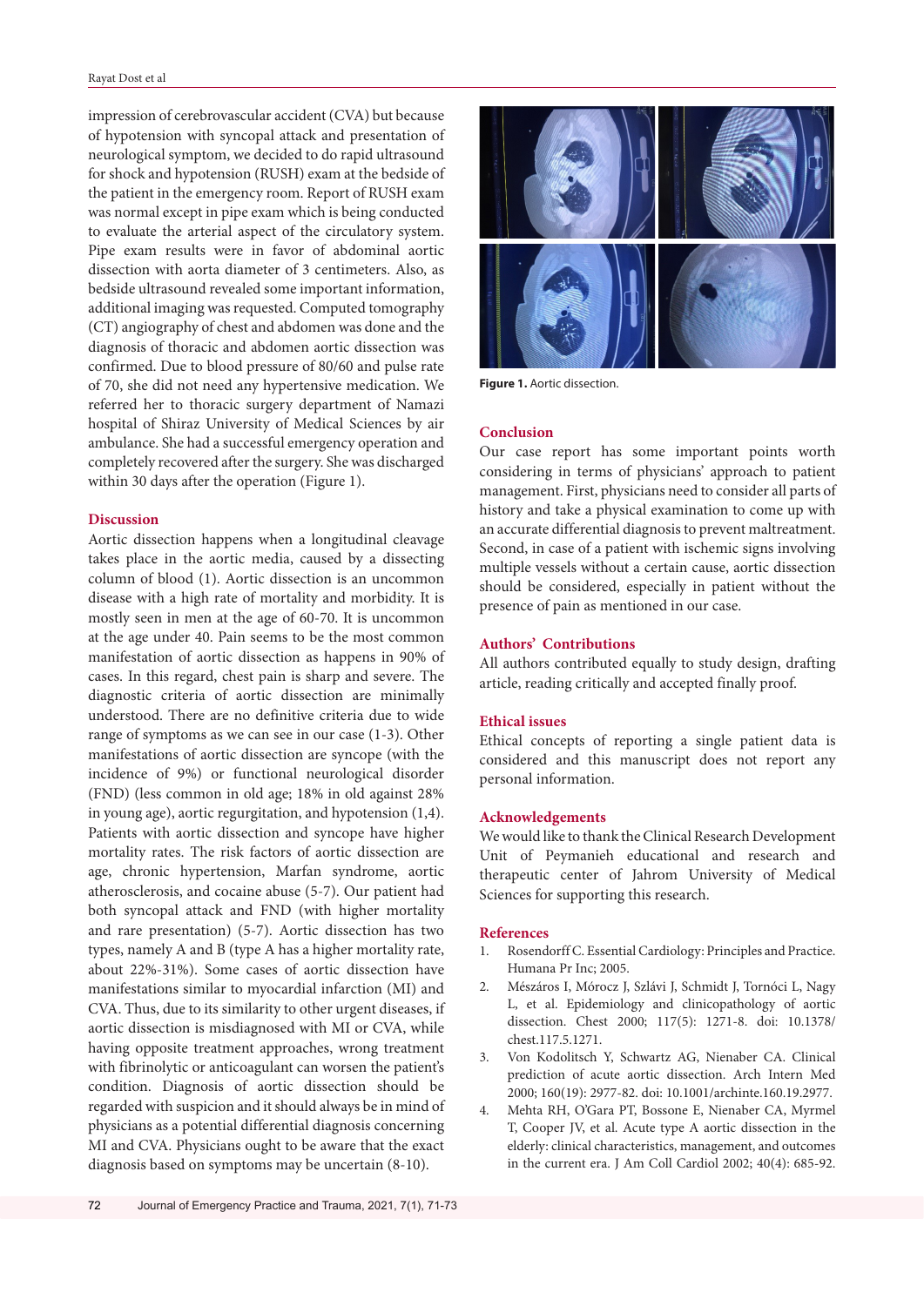impression of cerebrovascular accident (CVA) but because of hypotension with syncopal attack and presentation of neurological symptom, we decided to do rapid ultrasound for shock and hypotension (RUSH) exam at the bedside of the patient in the emergency room. Report of RUSH exam was normal except in pipe exam which is being conducted to evaluate the arterial aspect of the circulatory system. Pipe exam results were in favor of abdominal aortic dissection with aorta diameter of 3 centimeters. Also, as bedside ultrasound revealed some important information, additional imaging was requested. Computed tomography (CT) angiography of chest and abdomen was done and the diagnosis of thoracic and abdomen aortic dissection was confirmed. Due to blood pressure of 80/60 and pulse rate of 70, she did not need any hypertensive medication. We referred her to thoracic surgery department of Namazi hospital of Shiraz University of Medical Sciences by air ambulance. She had a successful emergency operation and completely recovered after the surgery. She was discharged within 30 days after the operation (Figure 1).

## Discussion

Aortic dissection happens when a longitudinal cleavage takes place in the aortic media, caused by a dissecting column of blood (1). Aortic dissection is an uncommon disease with a high rate of mortality and morbidity. It is mostly seen in men at the age of 60-70. It is uncommon at the age under 40. Pain seems to be the most common manifestation of aortic dissection as happens in 90% of cases. In this regard, chest pain is sharp and severe. The diagnostic criteria of aortic dissection are minimally understood. There are no definitive criteria due to wide range of symptoms as we can see in our case (1-3). Other manifestations of aortic dissection are syncope (with the incidence of 9%) or functional neurological disorder (FND) (less common in old age; 18% in old against 28% in young age), aortic regurgitation, and hypotension (1,4). Patients with aortic dissection and syncope have higher mortality rates. The risk factors of aortic dissection are age, chronic hypertension, Marfan syndrome, aortic atherosclerosis, and cocaine abuse (5-7). Our patient had both syncopal attack and FND (with higher mortality and rare presentation) (5-7). Aortic dissection has two types, namely A and B (type A has a higher mortality rate, about 22%-31%). Some cases of aortic dissection have manifestations similar to myocardial infarction (MI) and CVA. Thus, due to its similarity to other urgent diseases, if aortic dissection is misdiagnosed with MI or CVA, while having opposite treatment approaches, wrong treatment with fibrinolytic or anticoagulant can worsen the patient's condition. Diagnosis of aortic dissection should be regarded with suspicion and it should always be in mind of physicians as a potential differential diagnosis concerning MI and CVA. Physicians ought to be aware that the exact diagnosis based on symptoms may be uncertain (8-10).

**Figure 1.** Aortic dissection.

## Conclusion

Our case report has some important points worth considering in terms of physicians' approach to patient management. First, physicians need to consider all parts of history and take a physical examination to come up with an accurate differential diagnosis to prevent maltreatment. Second, in case of a patient with ischemic signs involving multiple vessels without a certain cause, aortic dissection should be considered, especially in patient without the presence of pain as mentioned in our case.

## Authors' Contributions

All authors contributed equally to study design, drafting article, reading critically and accepted finally proof.

## Ethical issues

Ethical concepts of reporting a single patient data is considered and this manuscript does not report any personal information.

## Acknowledgements

We would like to thank the Clinical Research Development Unit of Peymanieh educational and research and therapeutic center of Jahrom University of Medical Sciences for supporting this research.

## References

1. Rosendorff C. Essential Cardiology: Principles and Practice. Humana Pr Inc; 2005.
2. Mészáros I, Mórocz J, Szlávi J, Schmidt J, Tornóci L, Nagy L, et al. Epidemiology and clinicopathology of aortic dissection. Chest 2000; 117(5): 1271-8. doi: 10.1378/chest.117.5.1271.
3. Von Kodolitsch Y, Schwartz AG, Nienaber CA. Clinical prediction of acute aortic dissection. Arch Intern Med 2000; 160(19): 2977-82. doi: 10.1001/archinte.160.19.2977.
4. Mehta RH, O'Gara PT, Bossone E, Nienaber CA, Myrmel T, Cooper JV, et al. Acute type A aortic dissection in the elderly: clinical characteristics, management, and outcomes in the current era. J Am Coll Cardiol 2002; 40(4): 685-92.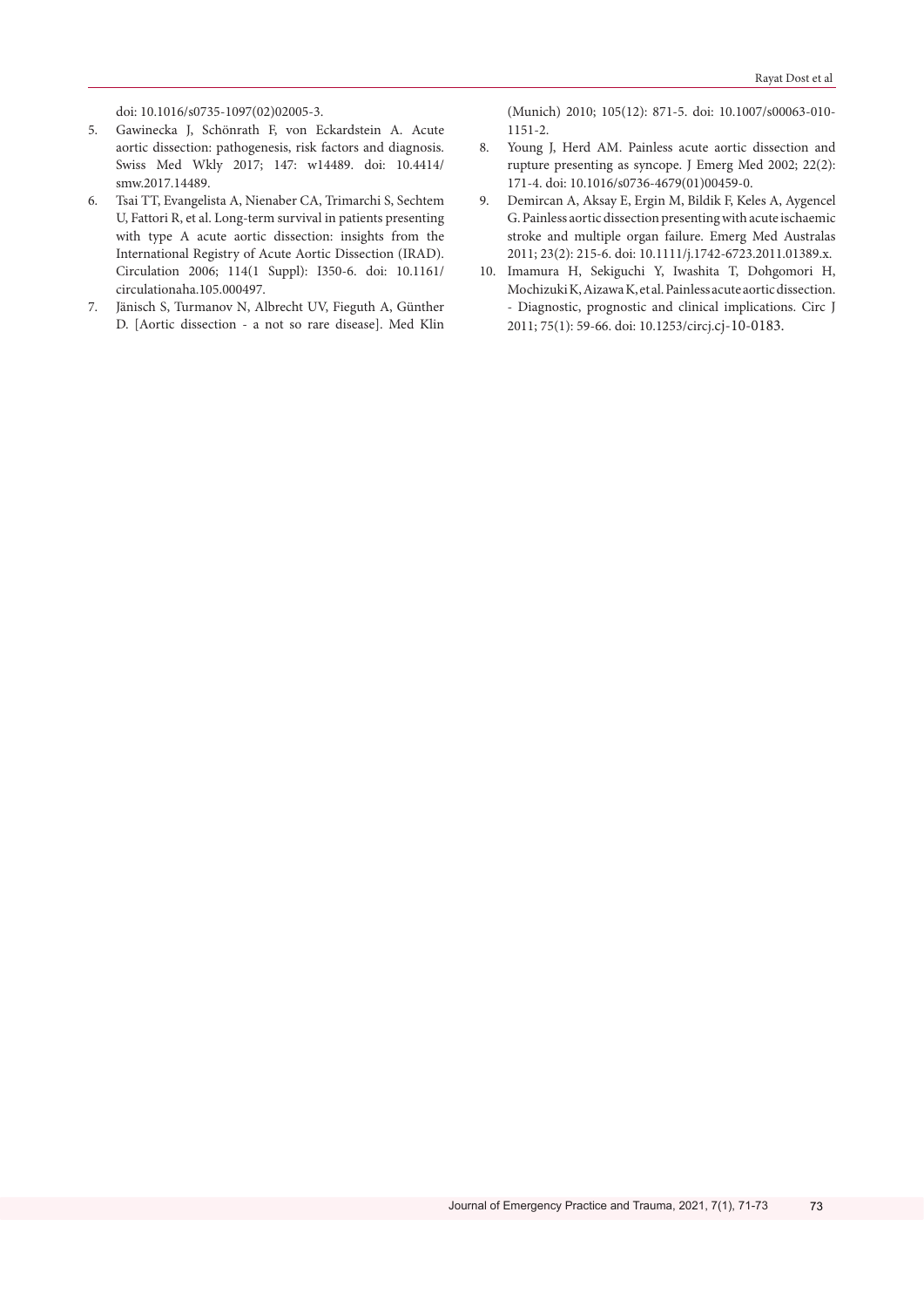doi: 10.1016/s0735-1097(02)02005-3.

5. Gawinecka J, Schönrath F, von Eckardstein A. Acute aortic dissection: pathogenesis, risk factors and diagnosis. Swiss Med Wkly 2017; 147: w14489. doi: 10.4414/smw.2017.14489.
6. Tsai TT, Evangelista A, Nienaber CA, Trimarchi S, Sechtem U, Fattori R, et al. Long-term survival in patients presenting with type A acute aortic dissection: insights from the International Registry of Acute Aortic Dissection (IRAD). Circulation 2006; 114(1 Suppl): I350-6. doi: 10.1161/circulationaha.105.000497.
7. Jänisch S, Turmanov N, Albrecht UV, Fieguth A, Günther D. [Aortic dissection - a not so rare disease]. Med Klin (Munich) 2010; 105(12): 871-5. doi: 10.1007/s00063-010-1151-2.
8. Young J, Herd AM. Painless acute aortic dissection and rupture presenting as syncope. J Emerg Med 2002; 22(2): 171-4. doi: 10.1016/s0736-4679(01)00459-0.
9. Demircan A, Aksay E, Ergin M, Bildik F, Keles A, Aygencel G. Painless aortic dissection presenting with acute ischaemic stroke and multiple organ failure. Emerg Med Australas 2011; 23(2): 215-6. doi: 10.1111/j.1742-6723.2011.01389.x.
10. Imamura H, Sekiguchi Y, Iwashita T, Dohgomori H, Mochizuki K, Aizawa K, et al. Painless acute aortic dissection. - Diagnostic, prognostic and clinical implications. Circ J 2011; 75(1): 59-66. doi: 10.1253/circj.cj-10-0183.